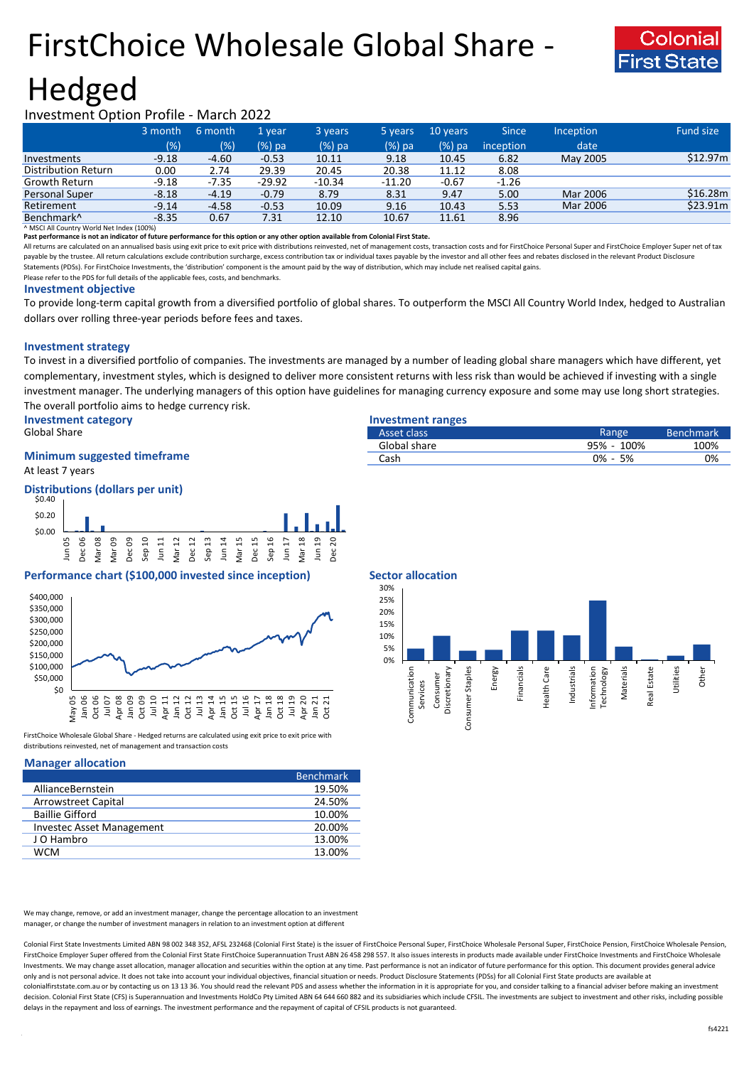# FirstChoice Wholesale Global Share - Hedged

Colonial First State

Investment Option Profile - March 2022

| | 3 month (%) | 6 month (%) | 1 year (%) pa | 3 years (%) pa | 5 years (%) pa | 10 years (%) pa | Since inception | Inception date | Fund size |
|---|---|---|---|---|---|---|---|---|---|
| Investments | -9.18 | -4.60 | -0.53 | 10.11 | 9.18 | 10.45 | 6.82 | May 2005 | $12.97m |
| Distribution Return | 0.00 | 2.74 | 29.39 | 20.45 | 20.38 | 11.12 | 8.08 | | |
| Growth Return | -9.18 | -7.35 | -29.92 | -10.34 | -11.20 | -0.67 | -1.26 | | |
| Personal Super | -8.18 | -4.19 | -0.79 | 8.79 | 8.31 | 9.47 | 5.00 | Mar 2006 | $16.28m |
| Retirement | -9.14 | -4.58 | -0.53 | 10.09 | 9.16 | 10.43 | 5.53 | Mar 2006 | $23.91m |
| Benchmark^ | -8.35 | 0.67 | 7.31 | 12.10 | 10.67 | 11.61 | 8.96 | | |

^ MSCI All Country World Net Index (100%)

**Past performance is not an indicator of future performance for this option or any other option available from Colonial First State.**

All returns are calculated on an annualised basis using exit price to exit price with distributions reinvested, net of management costs, transaction costs and for FirstChoice Personal Super and FirstChoice Employer Super net of tax payable by the trustee. All return calculations exclude contribution surcharge, excess contribution tax or individual taxes payable by the investor and all other fees and rebates disclosed in the relevant Product Disclosure Statements (PDSs). For FirstChoice Investments, the 'distribution' component is the amount paid by the way of distribution, which may include net realised capital gains.

Please refer to the PDS for full details of the applicable fees, costs, and benchmarks.

## Investment objective

To provide long-term capital growth from a diversified portfolio of global shares. To outperform the MSCI All Country World Index, hedged to Australian dollars over rolling three-year periods before fees and taxes.

## Investment strategy

To invest in a diversified portfolio of companies. The investments are managed by a number of leading global share managers which have different, yet complementary, investment styles, which is designed to deliver more consistent returns with less risk than would be achieved if investing with a single investment manager. The underlying managers of this option have guidelines for managing currency exposure and some may use long short strategies. The overall portfolio aims to hedge currency risk.

## Investment category

Global Share

## Minimum suggested timeframe

At least 7 years

## Investment ranges

| Asset class | Range | Benchmark |
|---|---|---|
| Global share | 95% - 100% | 100% |
| Cash | 0% - 5% | 0% |

## Distributions (dollars per unit)

$0.40
$0.20
$0.00
Jun 05, Dec 06, Mar 08, Mar 09, Dec 09, Sep 10, Jun 11, Mar 12, Dec 12, Sep 13, Jun 14, Mar 15, Dec 15, Sep 16, Jun 17, Mar 18, Jun 19, Dec 20

## Performance chart ($100,000 invested since inception)

$400,000
$350,000
$300,000
$250,000
$200,000
$150,000
$100,000
$50,000
$0
May 05, Jan 06, Oct 06, Jul 07, Apr 08, Jan 09, Oct 09, Jul 10, Apr 11, Jan 12, Oct 12, Jul 13, Apr 14, Jan 15, Oct 15, Jul 16, Apr 17, Jan 18, Oct 18, Jul 19, Apr 20, Jan 21, Oct 21

FirstChoice Wholesale Global Share - Hedged returns are calculated using exit price to exit price with distributions reinvested, net of management and transaction costs

## Sector allocation

30%
25%
20%
15%
10%
5%
0%
Communication Services, Consumer Discretionary, Consumer Staples, Energy, Financials, Health Care, Industrials, Information Technology, Materials, Real Estate, Utilities, Other

## Manager allocation

| | Benchmark |
|---|---|
| AllianceBernstein | 19.50% |
| Arrowstreet Capital | 24.50% |
| Baillie Gifford | 10.00% |
| Investec Asset Management | 20.00% |
| J O Hambro | 13.00% |
| WCM | 13.00% |

We may change, remove, or add an investment manager, change the percentage allocation to an investment manager, or change the number of investment managers in relation to an investment option at different

Colonial First State Investments Limited ABN 98 002 348 352, AFSL 232468 (Colonial First State) is the issuer of FirstChoice Personal Super, FirstChoice Wholesale Personal Super, FirstChoice Pension, FirstChoice Wholesale Pension, FirstChoice Employer Super offered from the Colonial First State FirstChoice Superannuation Trust ABN 26 458 298 557. It also issues interests in products made available under FirstChoice Investments and FirstChoice Wholesale Investments. We may change asset allocation, manager allocation and securities within the option at any time. Past performance is not an indicator of future performance for this option. This document provides general advice only and is not personal advice. It does not take into account your individual objectives, financial situation or needs. Product Disclosure Statements (PDSs) for all Colonial First State products are available at colonialfirststate.com.au or by contacting us on 13 13 36. You should read the relevant PDS and assess whether the information in it is appropriate for you, and consider talking to a financial adviser before making an investment decision. Colonial First State (CFS) is Superannuation and Investments HoldCo Pty Limited ABN 64 644 660 882 and its subsidiaries which include CFSIL. The investments are subject to investment and other risks, including possible delays in the repayment and loss of earnings. The investment performance and the repayment of capital of CFSIL products is not guaranteed.

fs4221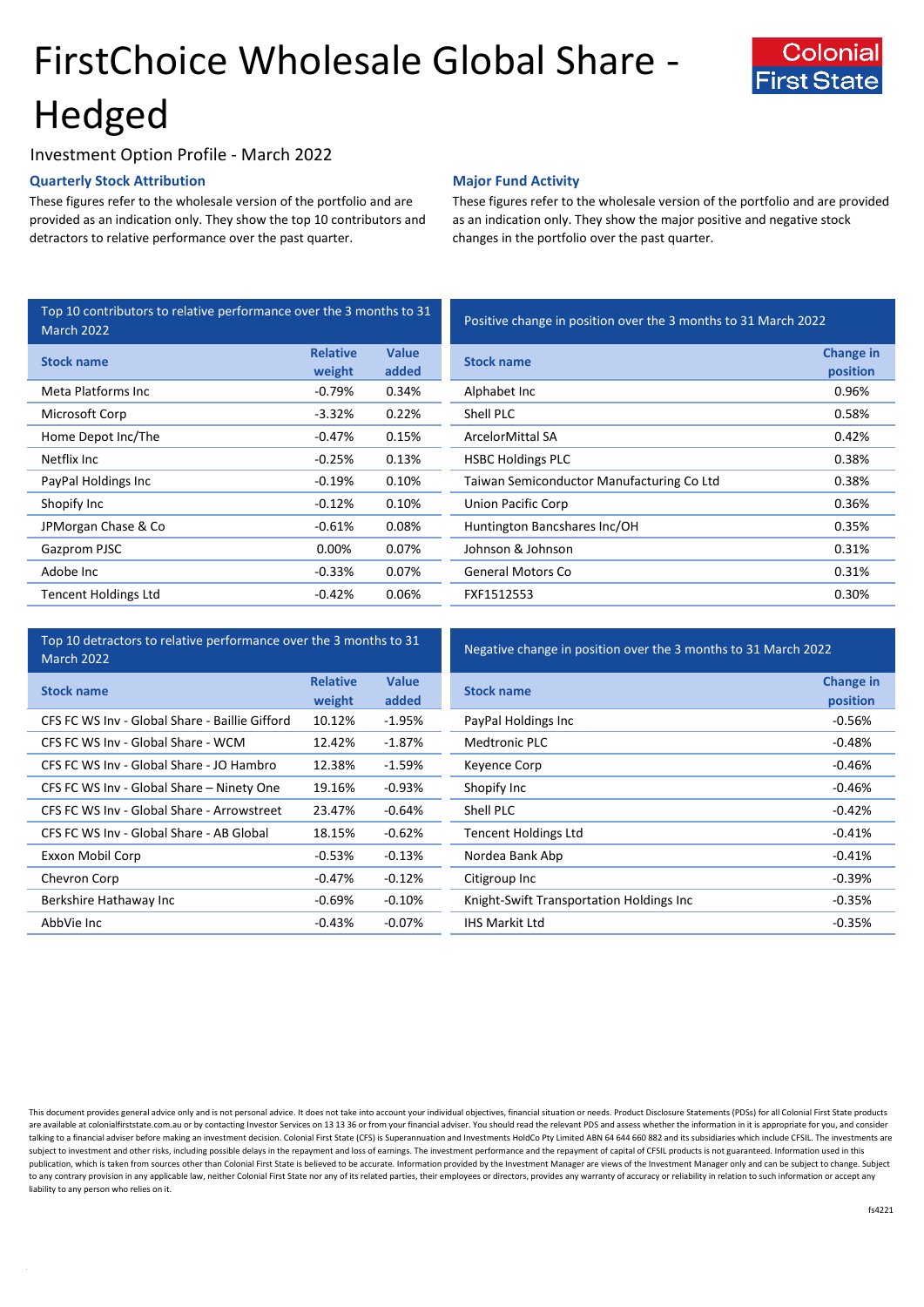# FirstChoice Wholesale Global Share - Hedged

Investment Option Profile - March 2022

### Quarterly Stock Attribution

These figures refer to the wholesale version of the portfolio and are provided as an indication only. They show the top 10 contributors and detractors to relative performance over the past quarter.

### Major Fund Activity

These figures refer to the wholesale version of the portfolio and are provided as an indication only. They show the major positive and negative stock changes in the portfolio over the past quarter.

**Top 10 contributors to relative performance over the 3 months to 31 March 2022**

| Stock name | Relative weight | Value added |
|---|---|---|
| Meta Platforms Inc | -0.79% | 0.34% |
| Microsoft Corp | -3.32% | 0.22% |
| Home Depot Inc/The | -0.47% | 0.15% |
| Netflix Inc | -0.25% | 0.13% |
| PayPal Holdings Inc | -0.19% | 0.10% |
| Shopify Inc | -0.12% | 0.10% |
| JPMorgan Chase & Co | -0.61% | 0.08% |
| Gazprom PJSC | 0.00% | 0.07% |
| Adobe Inc | -0.33% | 0.07% |
| Tencent Holdings Ltd | -0.42% | 0.06% |

**Positive change in position over the 3 months to 31 March 2022**

| Stock name | Change in position |
|---|---|
| Alphabet Inc | 0.96% |
| Shell PLC | 0.58% |
| ArcelorMittal SA | 0.42% |
| HSBC Holdings PLC | 0.38% |
| Taiwan Semiconductor Manufacturing Co Ltd | 0.38% |
| Union Pacific Corp | 0.36% |
| Huntington Bancshares Inc/OH | 0.35% |
| Johnson & Johnson | 0.31% |
| General Motors Co | 0.31% |
| FXF1512553 | 0.30% |

**Top 10 detractors to relative performance over the 3 months to 31 March 2022**

| Stock name | Relative weight | Value added |
|---|---|---|
| CFS FC WS Inv - Global Share - Baillie Gifford | 10.12% | -1.95% |
| CFS FC WS Inv - Global Share - WCM | 12.42% | -1.87% |
| CFS FC WS Inv - Global Share - JO Hambro | 12.38% | -1.59% |
| CFS FC WS Inv - Global Share – Ninety One | 19.16% | -0.93% |
| CFS FC WS Inv - Global Share - Arrowstreet | 23.47% | -0.64% |
| CFS FC WS Inv - Global Share - AB Global | 18.15% | -0.62% |
| Exxon Mobil Corp | -0.53% | -0.13% |
| Chevron Corp | -0.47% | -0.12% |
| Berkshire Hathaway Inc | -0.69% | -0.10% |
| AbbVie Inc | -0.43% | -0.07% |

**Negative change in position over the 3 months to 31 March 2022**

| Stock name | Change in position |
|---|---|
| PayPal Holdings Inc | -0.56% |
| Medtronic PLC | -0.48% |
| Keyence Corp | -0.46% |
| Shopify Inc | -0.46% |
| Shell PLC | -0.42% |
| Tencent Holdings Ltd | -0.41% |
| Nordea Bank Abp | -0.41% |
| Citigroup Inc | -0.39% |
| Knight-Swift Transportation Holdings Inc | -0.35% |
| IHS Markit Ltd | -0.35% |

This document provides general advice only and is not personal advice. It does not take into account your individual objectives, financial situation or needs. Product Disclosure Statements (PDSs) for all Colonial First State products are available at colonialfirststate.com.au or by contacting Investor Services on 13 13 36 or from your financial adviser. You should read the relevant PDS and assess whether the information in it is appropriate for you, and consider talking to a financial adviser before making an investment decision. Colonial First State (CFS) is Superannuation and Investments HoldCo Pty Limited ABN 64 644 660 882 and its subsidiaries which include CFSIL. The investments are subject to investment and other risks, including possible delays in the repayment and loss of earnings. The investment performance and the repayment of capital of CFSIL products is not guaranteed. Information used in this publication, which is taken from sources other than Colonial First State is believed to be accurate. Information provided by the Investment Manager are views of the Investment Manager only and can be subject to change. Subject to any contrary provision in any applicable law, neither Colonial First State nor any of its related parties, their employees or directors, provides any warranty of accuracy or reliability in relation to such information or accept any liability to any person who relies on it.

fs4221